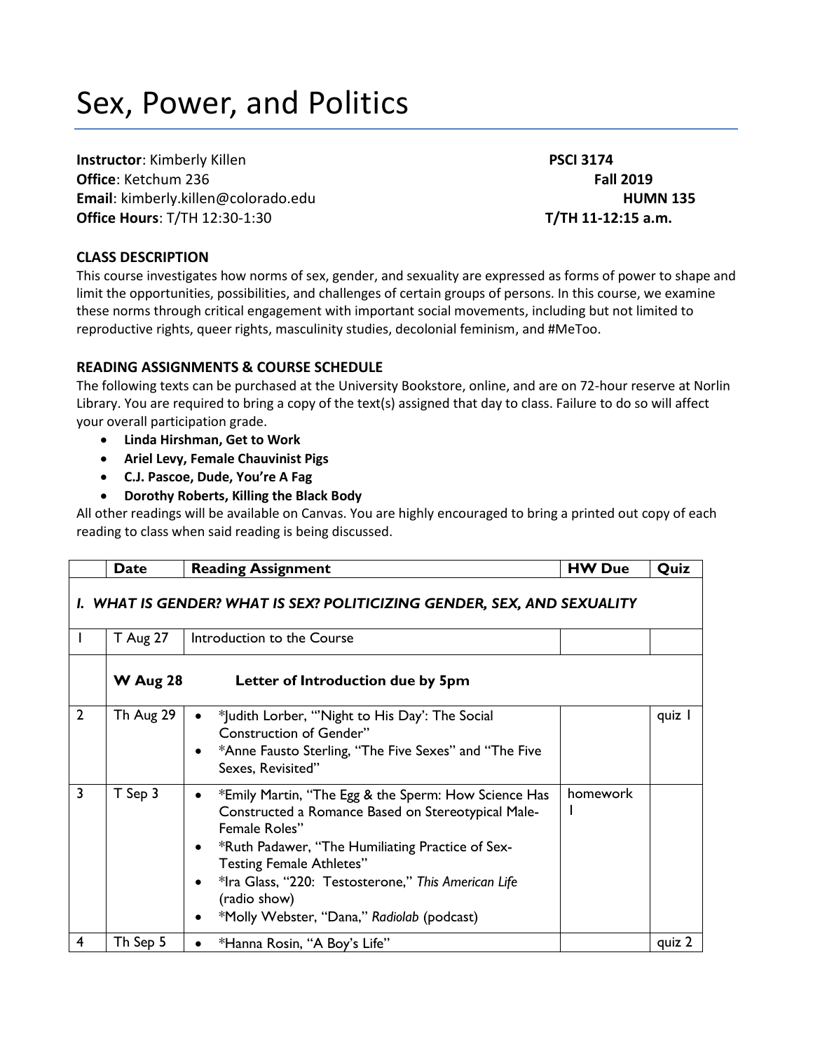# Sex, Power, and Politics

**Instructor**: Kimberly Killen
**Office**: Ketchum 236
**Email**: kimberly.killen@colorado.edu
**Office Hours**: T/TH 12:30-1:30

**PSCI 3174**
**Fall 2019**
**HUMN 135**
**T/TH 11-12:15 a.m.**

### CLASS DESCRIPTION

This course investigates how norms of sex, gender, and sexuality are expressed as forms of power to shape and limit the opportunities, possibilities, and challenges of certain groups of persons. In this course, we examine these norms through critical engagement with important social movements, including but not limited to reproductive rights, queer rights, masculinity studies, decolonial feminism, and #MeToo.

### READING ASSIGNMENTS & COURSE SCHEDULE

The following texts can be purchased at the University Bookstore, online, and are on 72-hour reserve at Norlin Library. You are required to bring a copy of the text(s) assigned that day to class. Failure to do so will affect your overall participation grade.

- **Linda Hirshman, Get to Work**
- **Ariel Levy, Female Chauvinist Pigs**
- **C.J. Pascoe, Dude, You're A Fag**
- **Dorothy Roberts, Killing the Black Body**

All other readings will be available on Canvas. You are highly encouraged to bring a printed out copy of each reading to class when said reading is being discussed.

| | Date | Reading Assignment | HW Due | Quiz |
|---|---|---|---|---|
| ***I. WHAT IS GENDER? WHAT IS SEX? POLITICIZING GENDER, SEX, AND SEXUALITY*** | | | | |
| 1 | T Aug 27 | Introduction to the Course | | |
| | **W Aug 28** | **Letter of Introduction due by 5pm** | | |
| 2 | Th Aug 29 | • *Judith Lorber, "'Night to His Day': The Social Construction of Gender"<br>• *Anne Fausto Sterling, "The Five Sexes" and "The Five Sexes, Revisited" | | quiz 1 |
| 3 | T Sep 3 | • *Emily Martin, "The Egg & the Sperm: How Science Has Constructed a Romance Based on Stereotypical Male-Female Roles"<br>• *Ruth Padawer, "The Humiliating Practice of Sex-Testing Female Athletes"<br>• *Ira Glass, "220: Testosterone," *This American Life* (radio show)<br>• *Molly Webster, "Dana," *Radiolab* (podcast) | homework 1 | |
| 4 | Th Sep 5 | • *Hanna Rosin, "A Boy's Life" | | quiz 2 |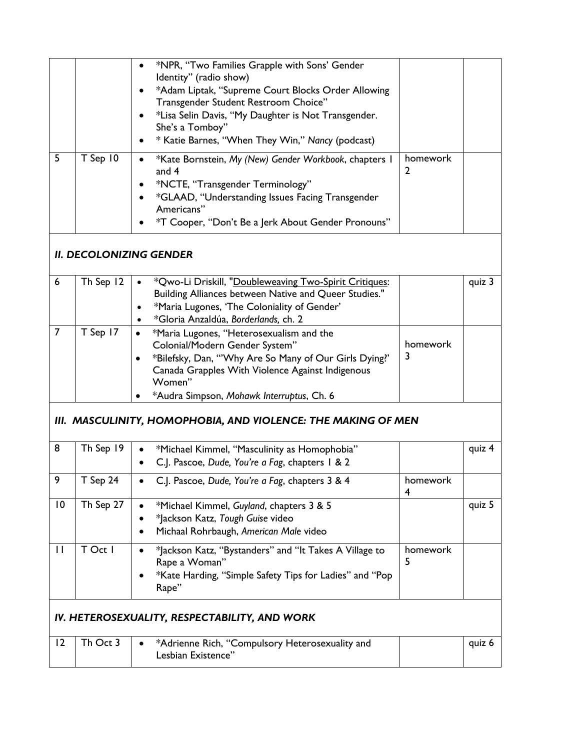| | | | | |
|---|---|---|---|---|
| | | • *NPR, "Two Families Grapple with Sons' Gender Identity" (radio show)<br>• *Adam Liptak, "Supreme Court Blocks Order Allowing Transgender Student Restroom Choice"<br>• *Lisa Selin Davis, "My Daughter is Not Transgender. She's a Tomboy"<br>• * Katie Barnes, "When They Win," *Nancy* (podcast) | | |
| 5 | T Sep 10 | • *Kate Bornstein, *My (New) Gender Workbook*, chapters 1 and 4<br>• *NCTE, "Transgender Terminology"<br>• *GLAAD, "Understanding Issues Facing Transgender Americans"<br>• *T Cooper, "Don't Be a Jerk About Gender Pronouns" | homework 2 | |
| ***II. DECOLONIZING GENDER*** | | | | |
| 6 | Th Sep 12 | • *Qwo-Li Driskill, "Doubleweaving Two-Spirit Critiques: Building Alliances between Native and Queer Studies."<br>• *Maria Lugones, 'The Coloniality of Gender'<br>• *Gloria Anzaldúa, *Borderlands,* ch. 2 | | quiz 3 |
| 7 | T Sep 17 | • *Maria Lugones, "Heterosexualism and the Colonial/Modern Gender System"<br>• *Bilefsky, Dan, "'Why Are So Many of Our Girls Dying?' Canada Grapples With Violence Against Indigenous Women"<br>• *Audra Simpson, *Mohawk Interruptus*, Ch. 6 | homework 3 | |
| ***III. MASCULINITY, HOMOPHOBIA, AND VIOLENCE: THE MAKING OF MEN*** | | | | |
| 8 | Th Sep 19 | • *Michael Kimmel, "Masculinity as Homophobia"<br>• C.J. Pascoe, *Dude, You're a Fag*, chapters 1 & 2 | | quiz 4 |
| 9 | T Sep 24 | • C.J. Pascoe, *Dude, You're a Fag*, chapters 3 & 4 | homework 4 | |
| 10 | Th Sep 27 | • *Michael Kimmel, *Guyland*, chapters 3 & 5<br>• *Jackson Katz, *Tough Guise* video<br>• Michaal Rohrbaugh, *American Male* video | | quiz 5 |
| 11 | T Oct 1 | • *Jackson Katz, "Bystanders" and "It Takes A Village to Rape a Woman"<br>• *Kate Harding, "Simple Safety Tips for Ladies" and "Pop Rape" | homework 5 | |
| ***IV. HETEROSEXUALITY, RESPECTABILITY, AND WORK*** | | | | |
| 12 | Th Oct 3 | • *Adrienne Rich, "Compulsory Heterosexuality and Lesbian Existence" | | quiz 6 |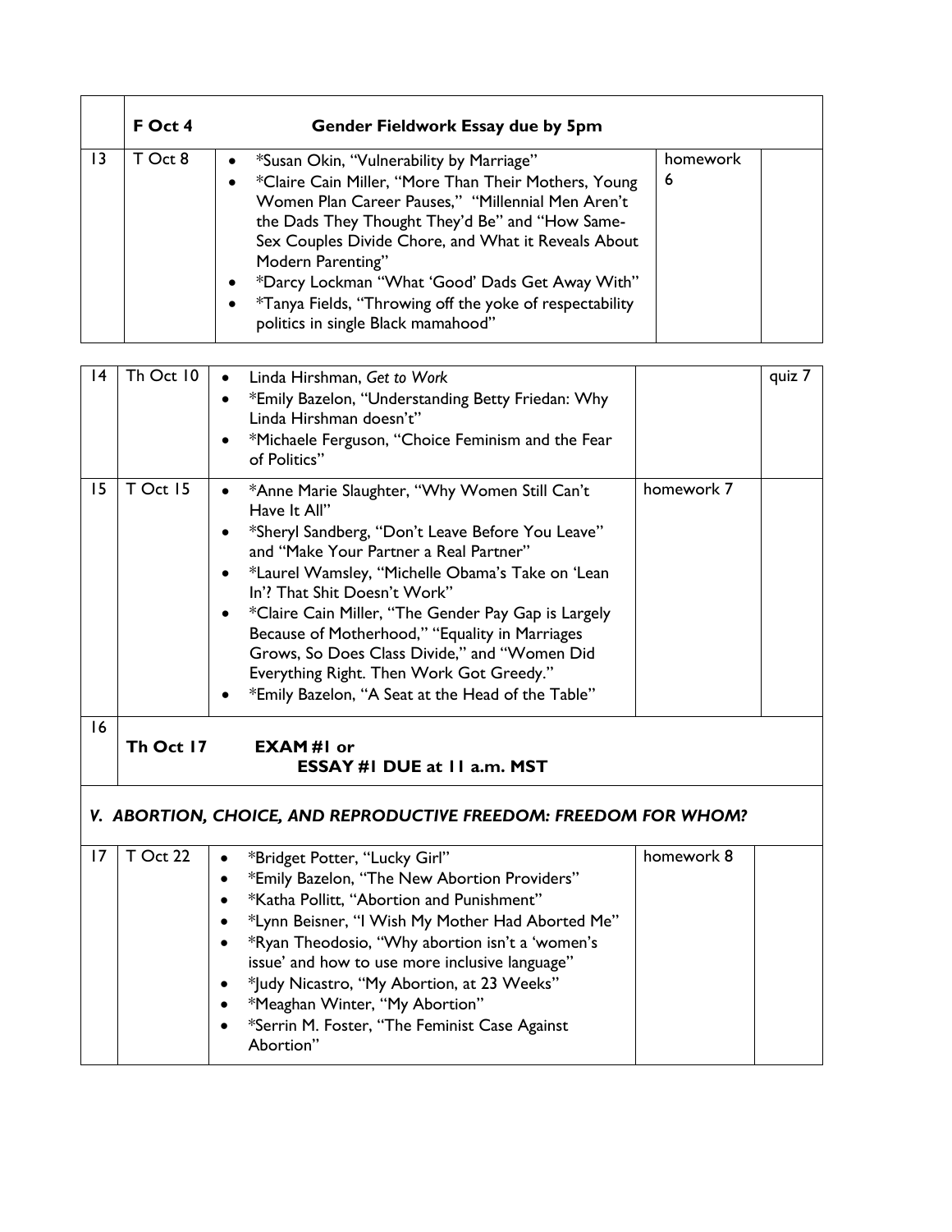|  | F Oct 4 | **Gender Fieldwork Essay due by 5pm** |  |  |
|---|---|---|---|---|
| 13 | T Oct 8 | • *Susan Okin, "Vulnerability by Marriage"<br>• *Claire Cain Miller, "More Than Their Mothers, Young Women Plan Career Pauses," "Millennial Men Aren't the Dads They Thought They'd Be" and "How Same-Sex Couples Divide Chore, and What it Reveals About Modern Parenting"<br>• *Darcy Lockman "What 'Good' Dads Get Away With"<br>• *Tanya Fields, "Throwing off the yoke of respectability politics in single Black mamahood" | homework 6 |  |
| 14 | Th Oct 10 | • Linda Hirshman, *Get to Work*<br>• *Emily Bazelon, "Understanding Betty Friedan: Why Linda Hirshman doesn't"<br>• *Michaele Ferguson, "Choice Feminism and the Fear of Politics" |  | quiz 7 |
| 15 | T Oct 15 | • *Anne Marie Slaughter, "Why Women Still Can't Have It All"<br>• *Sheryl Sandberg, "Don't Leave Before You Leave" and "Make Your Partner a Real Partner"<br>• *Laurel Wamsley, "Michelle Obama's Take on 'Lean In'? That Shit Doesn't Work"<br>• *Claire Cain Miller, "The Gender Pay Gap is Largely Because of Motherhood," "Equality in Marriages Grows, So Does Class Divide," and "Women Did Everything Right. Then Work Got Greedy."<br>• *Emily Bazelon, "A Seat at the Head of the Table" | homework 7 |  |
| 16 | **Th Oct 17** | **EXAM #1 or ESSAY #1 DUE at 11 a.m. MST** |  |  |

### *V. ABORTION, CHOICE, AND REPRODUCTIVE FREEDOM: FREEDOM FOR WHOM?*

|  |  |  |  |  |
|---|---|---|---|---|
| 17 | T Oct 22 | • *Bridget Potter, "Lucky Girl"<br>• *Emily Bazelon, "The New Abortion Providers"<br>• *Katha Pollitt, "Abortion and Punishment"<br>• *Lynn Beisner, "I Wish My Mother Had Aborted Me"<br>• *Ryan Theodosio, "Why abortion isn't a 'women's issue' and how to use more inclusive language"<br>• *Judy Nicastro, "My Abortion, at 23 Weeks"<br>• *Meaghan Winter, "My Abortion"<br>• *Serrin M. Foster, "The Feminist Case Against Abortion" | homework 8 |  |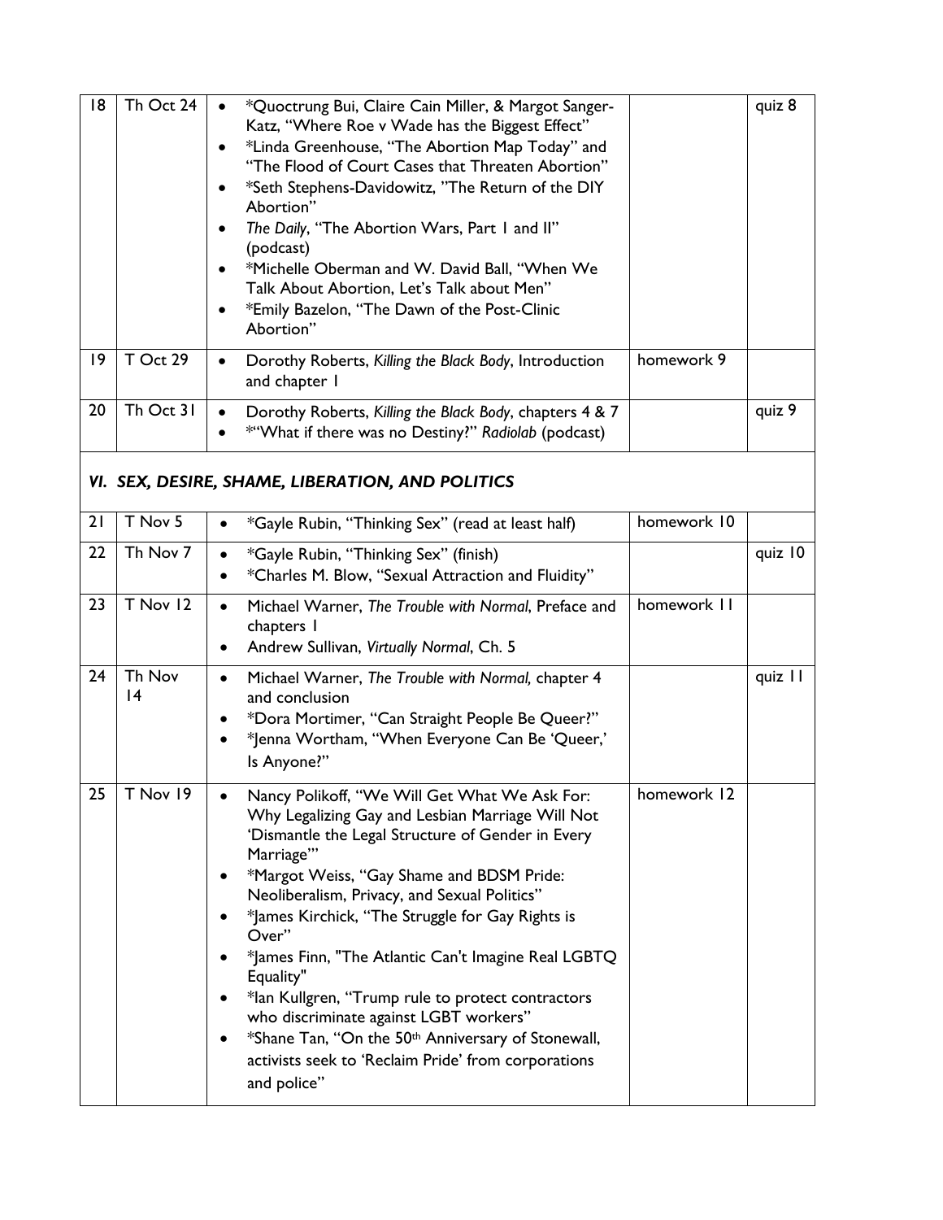| 18 | Th Oct 24 | • *Quoctrung Bui, Claire Cain Miller, & Margot Sanger-Katz, "Where Roe v Wade has the Biggest Effect"<br>• *Linda Greenhouse, "The Abortion Map Today" and "The Flood of Court Cases that Threaten Abortion"<br>• *Seth Stephens-Davidowitz, "The Return of the DIY Abortion"<br>• *The Daily*, "The Abortion Wars, Part 1 and II" (podcast)<br>• *Michelle Oberman and W. David Ball, "When We Talk About Abortion, Let's Talk about Men"<br>• *Emily Bazelon, "The Dawn of the Post-Clinic Abortion" | | quiz 8 |
|---|---|---|---|---|
| 19 | T Oct 29 | • Dorothy Roberts, *Killing the Black Body*, Introduction and chapter 1 | homework 9 | |
| 20 | Th Oct 31 | • Dorothy Roberts, *Killing the Black Body*, chapters 4 & 7<br>• *"What if there was no Destiny?" *Radiolab* (podcast) | | quiz 9 |
| ***VI. SEX, DESIRE, SHAME, LIBERATION, AND POLITICS*** | | | | |
| 21 | T Nov 5 | • *Gayle Rubin, "Thinking Sex" (read at least half) | homework 10 | |
| 22 | Th Nov 7 | • *Gayle Rubin, "Thinking Sex" (finish)<br>• *Charles M. Blow, "Sexual Attraction and Fluidity" | | quiz 10 |
| 23 | T Nov 12 | • Michael Warner, *The Trouble with Normal*, Preface and chapters 1<br>• Andrew Sullivan, *Virtually Normal*, Ch. 5 | homework 11 | |
| 24 | Th Nov 14 | • Michael Warner, *The Trouble with Normal,* chapter 4 and conclusion<br>• *Dora Mortimer, "Can Straight People Be Queer?"<br>• *Jenna Wortham, "When Everyone Can Be 'Queer,' Is Anyone?" | | quiz 11 |
| 25 | T Nov 19 | • Nancy Polikoff, "We Will Get What We Ask For: Why Legalizing Gay and Lesbian Marriage Will Not 'Dismantle the Legal Structure of Gender in Every Marriage'"<br>• *Margot Weiss, "Gay Shame and BDSM Pride: Neoliberalism, Privacy, and Sexual Politics"<br>• *James Kirchick, "The Struggle for Gay Rights is Over"<br>• *James Finn, "The Atlantic Can't Imagine Real LGBTQ Equality"<br>• *Ian Kullgren, "Trump rule to protect contractors who discriminate against LGBT workers"<br>• *Shane Tan, "On the 50th Anniversary of Stonewall, activists seek to 'Reclaim Pride' from corporations and police" | homework 12 | |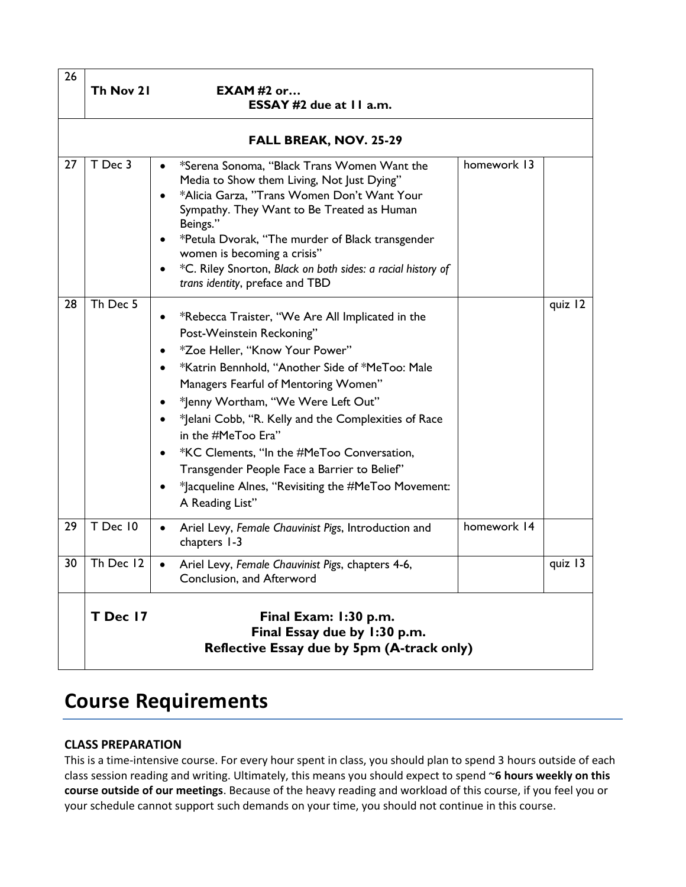| | | | | |
|---|---|---|---|---|
| 26 | **Th Nov 21** | **EXAM #2 or… ESSAY #2 due at 11 a.m.** | | |
| | **FALL BREAK, NOV. 25-29** | | | |
| 27 | T Dec 3 | • *Serena Sonoma, "Black Trans Women Want the Media to Show them Living, Not Just Dying"<br>• *Alicia Garza, "Trans Women Don't Want Your Sympathy. They Want to Be Treated as Human Beings."<br>• *Petula Dvorak, "The murder of Black transgender women is becoming a crisis"<br>• *C. Riley Snorton, *Black on both sides: a racial history of trans identity*, preface and TBD | homework 13 | |
| 28 | Th Dec 5 | • *Rebecca Traister, "We Are All Implicated in the Post-Weinstein Reckoning"<br>• *Zoe Heller, "Know Your Power"<br>• *Katrin Bennhold, "Another Side of *MeToo: Male Managers Fearful of Mentoring Women"<br>• *Jenny Wortham, "We Were Left Out"<br>• *Jelani Cobb, "R. Kelly and the Complexities of Race in the #MeToo Era"<br>• *KC Clements, "In the #MeToo Conversation, Transgender People Face a Barrier to Belief"<br>• *Jacqueline Alnes, "Revisiting the #MeToo Movement: A Reading List" | | quiz 12 |
| 29 | T Dec 10 | • Ariel Levy, *Female Chauvinist Pigs*, Introduction and chapters 1-3 | homework 14 | |
| 30 | Th Dec 12 | • Ariel Levy, *Female Chauvinist Pigs*, chapters 4-6, Conclusion, and Afterword | | quiz 13 |
| | **T Dec 17** | **Final Exam: 1:30 p.m. Final Essay due by 1:30 p.m. Reflective Essay due by 5pm (A-track only)** | | |

# Course Requirements

**CLASS PREPARATION**

This is a time-intensive course. For every hour spent in class, you should plan to spend 3 hours outside of each class session reading and writing. Ultimately, this means you should expect to spend ~**6 hours weekly on this course outside of our meetings**. Because of the heavy reading and workload of this course, if you feel you or your schedule cannot support such demands on your time, you should not continue in this course.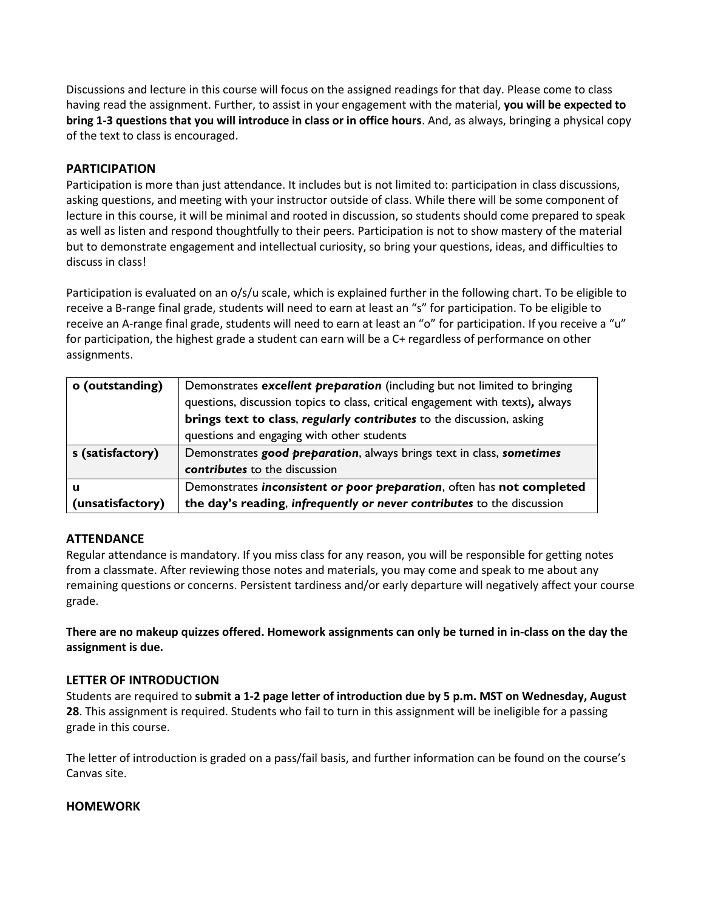Discussions and lecture in this course will focus on the assigned readings for that day. Please come to class having read the assignment. Further, to assist in your engagement with the material, **you will be expected to bring 1-3 questions that you will introduce in class or in office hours**. And, as always, bringing a physical copy of the text to class is encouraged.

## PARTICIPATION

Participation is more than just attendance. It includes but is not limited to: participation in class discussions, asking questions, and meeting with your instructor outside of class. While there will be some component of lecture in this course, it will be minimal and rooted in discussion, so students should come prepared to speak as well as listen and respond thoughtfully to their peers. Participation is not to show mastery of the material but to demonstrate engagement and intellectual curiosity, so bring your questions, ideas, and difficulties to discuss in class!

Participation is evaluated on an o/s/u scale, which is explained further in the following chart. To be eligible to receive a B-range final grade, students will need to earn at least an "s" for participation. To be eligible to receive an A-range final grade, students will need to earn at least an "o" for participation. If you receive a "u" for participation, the highest grade a student can earn will be a C+ regardless of performance on other assignments.

| | |
|---|---|
| **o (outstanding)** | Demonstrates ***excellent preparation*** (including but not limited to bringing questions, discussion topics to class, critical engagement with texts)**,** always **brings text to class**, ***regularly contributes*** to the discussion, asking questions and engaging with other students |
| **s (satisfactory)** | Demonstrates ***good preparation***, always brings text in class, ***sometimes contributes*** to the discussion |
| **u (unsatisfactory)** | Demonstrates ***inconsistent or poor preparation***, often has **not completed the day's reading**, ***infrequently or never contributes*** to the discussion |

## ATTENDANCE

Regular attendance is mandatory. If you miss class for any reason, you will be responsible for getting notes from a classmate. After reviewing those notes and materials, you may come and speak to me about any remaining questions or concerns. Persistent tardiness and/or early departure will negatively affect your course grade.

**There are no makeup quizzes offered. Homework assignments can only be turned in in-class on the day the assignment is due.**

## LETTER OF INTRODUCTION

Students are required to **submit a 1-2 page letter of introduction due by 5 p.m. MST on Wednesday, August 28**. This assignment is required. Students who fail to turn in this assignment will be ineligible for a passing grade in this course.

The letter of introduction is graded on a pass/fail basis, and further information can be found on the course's Canvas site.

## HOMEWORK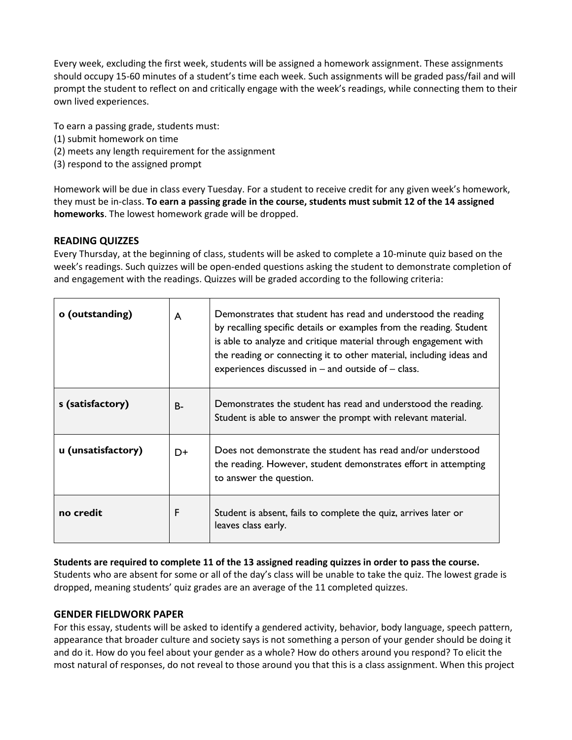Every week, excluding the first week, students will be assigned a homework assignment. These assignments should occupy 15-60 minutes of a student's time each week. Such assignments will be graded pass/fail and will prompt the student to reflect on and critically engage with the week's readings, while connecting them to their own lived experiences.

To earn a passing grade, students must:
(1) submit homework on time
(2) meets any length requirement for the assignment
(3) respond to the assigned prompt

Homework will be due in class every Tuesday. For a student to receive credit for any given week's homework, they must be in-class. **To earn a passing grade in the course, students must submit 12 of the 14 assigned homeworks**. The lowest homework grade will be dropped.

## READING QUIZZES

Every Thursday, at the beginning of class, students will be asked to complete a 10-minute quiz based on the week's readings. Such quizzes will be open-ended questions asking the student to demonstrate completion of and engagement with the readings. Quizzes will be graded according to the following criteria:

| | | |
|---|---|---|
| **o (outstanding)** | A | Demonstrates that student has read and understood the reading by recalling specific details or examples from the reading. Student is able to analyze and critique material through engagement with the reading or connecting it to other material, including ideas and experiences discussed in – and outside of – class. |
| **s (satisfactory)** | B- | Demonstrates the student has read and understood the reading. Student is able to answer the prompt with relevant material. |
| **u (unsatisfactory)** | D+ | Does not demonstrate the student has read and/or understood the reading. However, student demonstrates effort in attempting to answer the question. |
| **no credit** | F | Student is absent, fails to complete the quiz, arrives later or leaves class early. |

**Students are required to complete 11 of the 13 assigned reading quizzes in order to pass the course.** Students who are absent for some or all of the day's class will be unable to take the quiz. The lowest grade is dropped, meaning students' quiz grades are an average of the 11 completed quizzes.

## GENDER FIELDWORK PAPER

For this essay, students will be asked to identify a gendered activity, behavior, body language, speech pattern, appearance that broader culture and society says is not something a person of your gender should be doing it and do it. How do you feel about your gender as a whole? How do others around you respond? To elicit the most natural of responses, do not reveal to those around you that this is a class assignment. When this project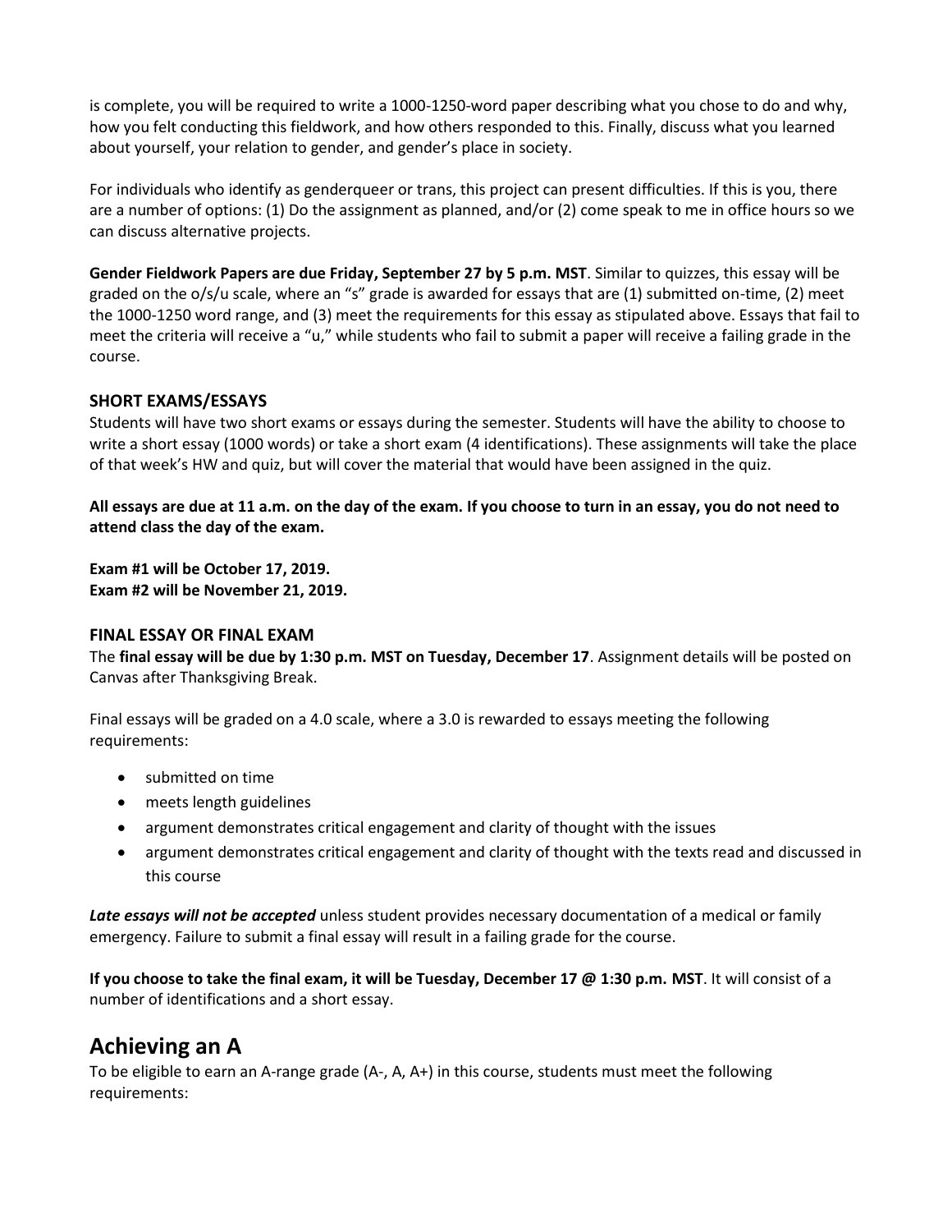is complete, you will be required to write a 1000-1250-word paper describing what you chose to do and why, how you felt conducting this fieldwork, and how others responded to this. Finally, discuss what you learned about yourself, your relation to gender, and gender's place in society.

For individuals who identify as genderqueer or trans, this project can present difficulties. If this is you, there are a number of options: (1) Do the assignment as planned, and/or (2) come speak to me in office hours so we can discuss alternative projects.

**Gender Fieldwork Papers are due Friday, September 27 by 5 p.m. MST**. Similar to quizzes, this essay will be graded on the o/s/u scale, where an "s" grade is awarded for essays that are (1) submitted on-time, (2) meet the 1000-1250 word range, and (3) meet the requirements for this essay as stipulated above. Essays that fail to meet the criteria will receive a "u," while students who fail to submit a paper will receive a failing grade in the course.

### SHORT EXAMS/ESSAYS

Students will have two short exams or essays during the semester. Students will have the ability to choose to write a short essay (1000 words) or take a short exam (4 identifications). These assignments will take the place of that week's HW and quiz, but will cover the material that would have been assigned in the quiz.

**All essays are due at 11 a.m. on the day of the exam. If you choose to turn in an essay, you do not need to attend class the day of the exam.**

**Exam #1 will be October 17, 2019.**
**Exam #2 will be November 21, 2019.**

### FINAL ESSAY OR FINAL EXAM

The **final essay will be due by 1:30 p.m. MST on Tuesday, December 17**. Assignment details will be posted on Canvas after Thanksgiving Break.

Final essays will be graded on a 4.0 scale, where a 3.0 is rewarded to essays meeting the following requirements:

- submitted on time
- meets length guidelines
- argument demonstrates critical engagement and clarity of thought with the issues
- argument demonstrates critical engagement and clarity of thought with the texts read and discussed in this course

***Late essays will not be accepted*** unless student provides necessary documentation of a medical or family emergency. Failure to submit a final essay will result in a failing grade for the course.

**If you choose to take the final exam, it will be Tuesday, December 17 @ 1:30 p.m. MST**. It will consist of a number of identifications and a short essay.

## Achieving an A

To be eligible to earn an A-range grade (A-, A, A+) in this course, students must meet the following requirements: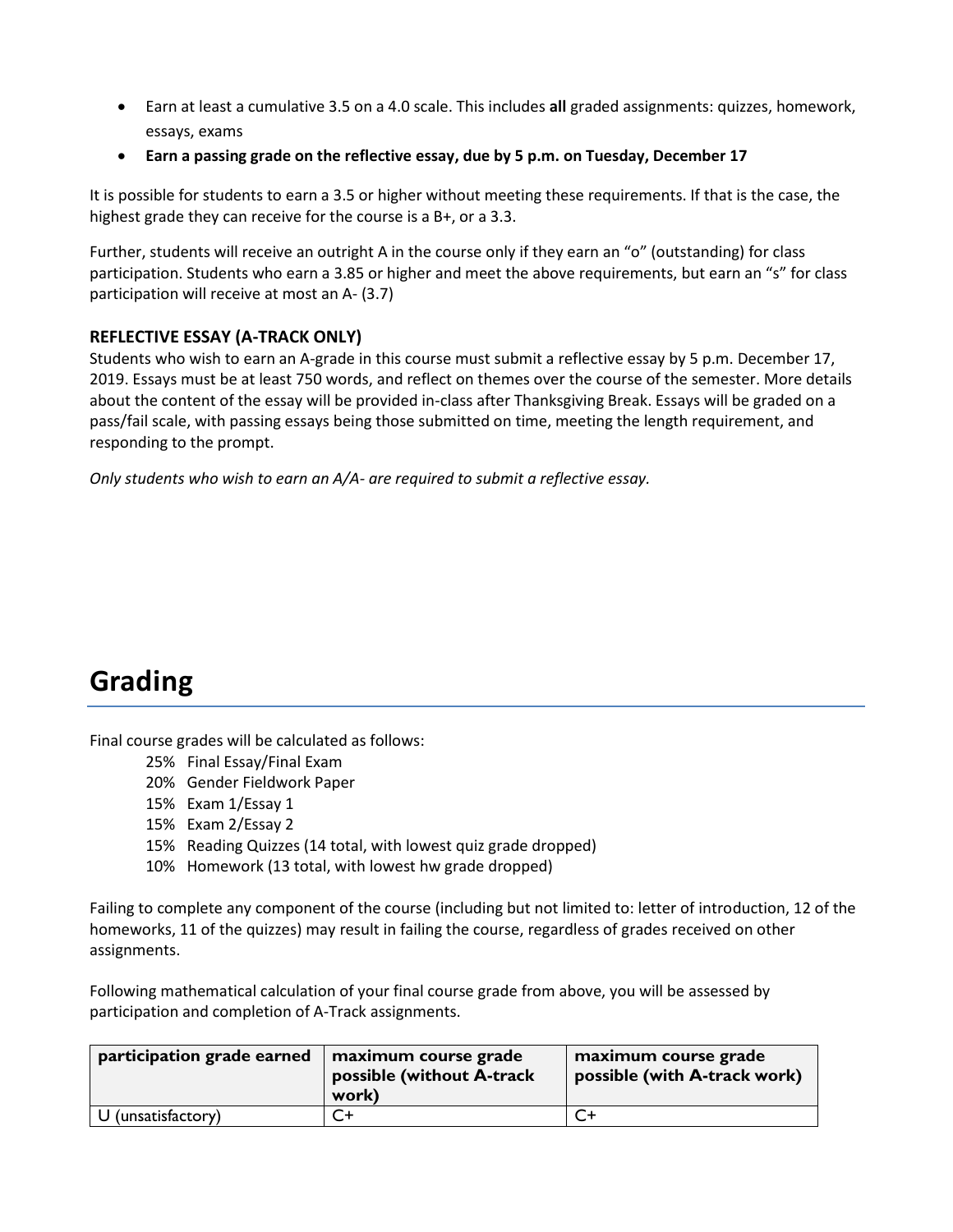- Earn at least a cumulative 3.5 on a 4.0 scale. This includes **all** graded assignments: quizzes, homework, essays, exams
- **Earn a passing grade on the reflective essay, due by 5 p.m. on Tuesday, December 17**

It is possible for students to earn a 3.5 or higher without meeting these requirements. If that is the case, the highest grade they can receive for the course is a B+, or a 3.3.

Further, students will receive an outright A in the course only if they earn an "o" (outstanding) for class participation. Students who earn a 3.85 or higher and meet the above requirements, but earn an "s" for class participation will receive at most an A- (3.7)

### REFLECTIVE ESSAY (A-TRACK ONLY)

Students who wish to earn an A-grade in this course must submit a reflective essay by 5 p.m. December 17, 2019. Essays must be at least 750 words, and reflect on themes over the course of the semester. More details about the content of the essay will be provided in-class after Thanksgiving Break. Essays will be graded on a pass/fail scale, with passing essays being those submitted on time, meeting the length requirement, and responding to the prompt.

*Only students who wish to earn an A/A- are required to submit a reflective essay.*

# Grading

Final course grades will be calculated as follows:

- 25% Final Essay/Final Exam
- 20% Gender Fieldwork Paper
- 15% Exam 1/Essay 1
- 15% Exam 2/Essay 2
- 15% Reading Quizzes (14 total, with lowest quiz grade dropped)
- 10% Homework (13 total, with lowest hw grade dropped)

Failing to complete any component of the course (including but not limited to: letter of introduction, 12 of the homeworks, 11 of the quizzes) may result in failing the course, regardless of grades received on other assignments.

Following mathematical calculation of your final course grade from above, you will be assessed by participation and completion of A-Track assignments.

| participation grade earned | maximum course grade possible (without A-track work) | maximum course grade possible (with A-track work) |
|---|---|---|
| U (unsatisfactory) | C+ | C+ |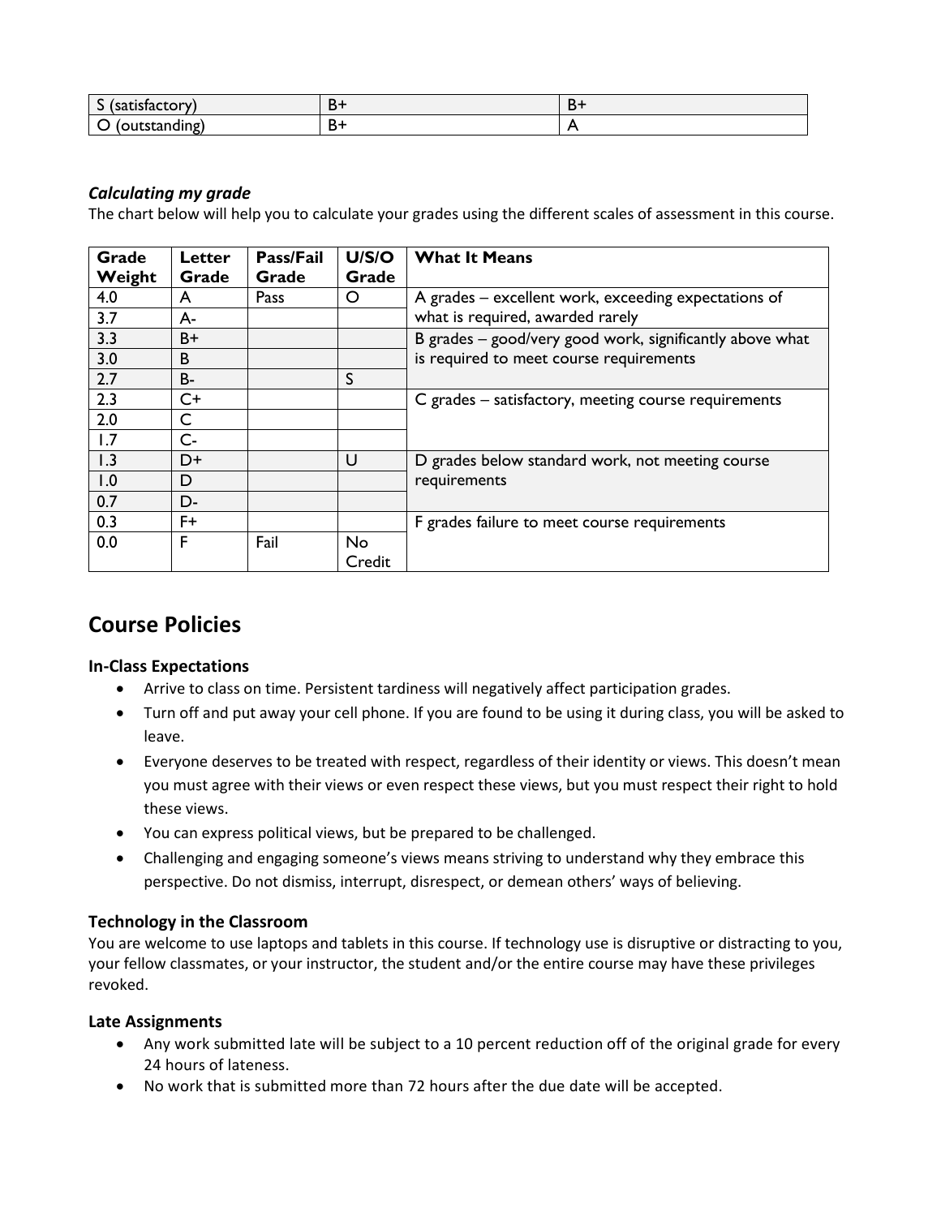| S (satisfactory) | B+ | B+ |
|---|---|---|
| O (outstanding) | B+ | A |

### *Calculating my grade*

The chart below will help you to calculate your grades using the different scales of assessment in this course.

| Grade Weight | Letter Grade | Pass/Fail Grade | U/S/O Grade | What It Means |
|---|---|---|---|---|
| 4.0 | A | Pass | O | A grades – excellent work, exceeding expectations of what is required, awarded rarely |
| 3.7 | A- | | | |
| 3.3 | B+ | | | B grades – good/very good work, significantly above what is required to meet course requirements |
| 3.0 | B | | | |
| 2.7 | B- | | S | |
| 2.3 | C+ | | | C grades – satisfactory, meeting course requirements |
| 2.0 | C | | | |
| 1.7 | C- | | | |
| 1.3 | D+ | | U | D grades below standard work, not meeting course requirements |
| 1.0 | D | | | |
| 0.7 | D- | | | |
| 0.3 | F+ | | | F grades failure to meet course requirements |
| 0.0 | F | Fail | No Credit | |

## Course Policies

### In-Class Expectations

- Arrive to class on time. Persistent tardiness will negatively affect participation grades.
- Turn off and put away your cell phone. If you are found to be using it during class, you will be asked to leave.
- Everyone deserves to be treated with respect, regardless of their identity or views. This doesn't mean you must agree with their views or even respect these views, but you must respect their right to hold these views.
- You can express political views, but be prepared to be challenged.
- Challenging and engaging someone's views means striving to understand why they embrace this perspective. Do not dismiss, interrupt, disrespect, or demean others' ways of believing.

### Technology in the Classroom

You are welcome to use laptops and tablets in this course. If technology use is disruptive or distracting to you, your fellow classmates, or your instructor, the student and/or the entire course may have these privileges revoked.

### Late Assignments

- Any work submitted late will be subject to a 10 percent reduction off of the original grade for every 24 hours of lateness.
- No work that is submitted more than 72 hours after the due date will be accepted.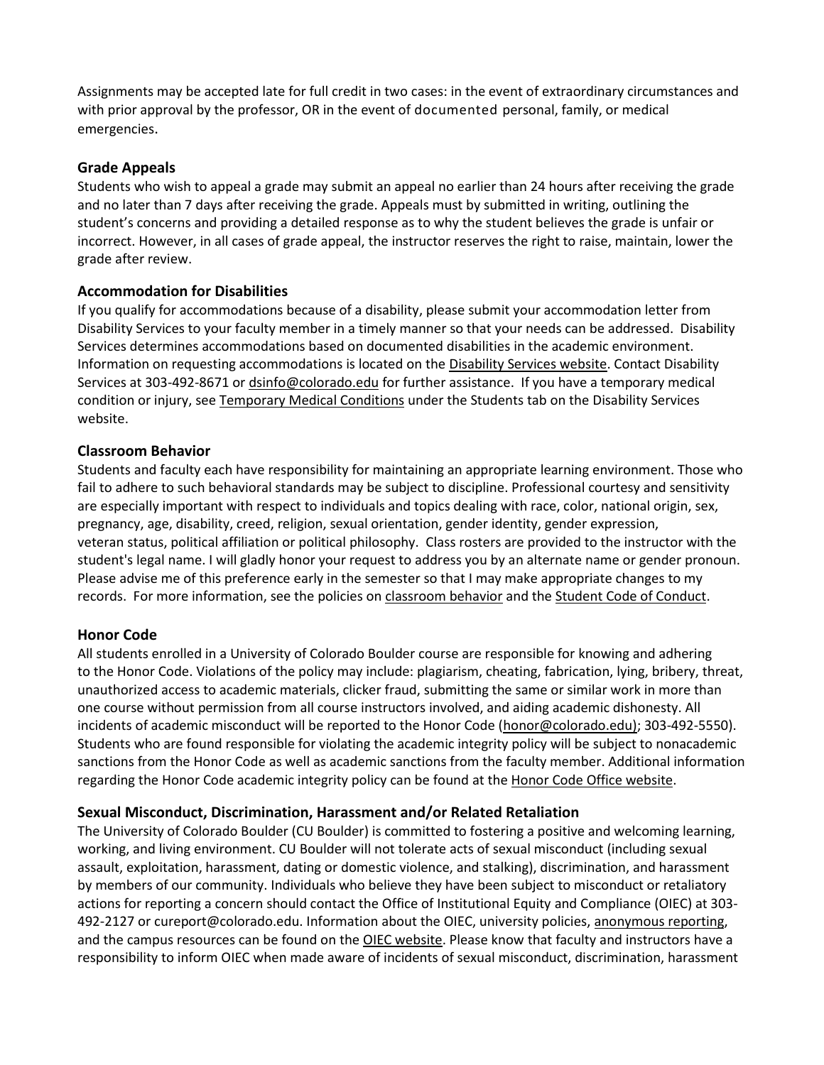Assignments may be accepted late for full credit in two cases: in the event of extraordinary circumstances and with prior approval by the professor, OR in the event of documented personal, family, or medical emergencies.

### Grade Appeals

Students who wish to appeal a grade may submit an appeal no earlier than 24 hours after receiving the grade and no later than 7 days after receiving the grade. Appeals must by submitted in writing, outlining the student's concerns and providing a detailed response as to why the student believes the grade is unfair or incorrect. However, in all cases of grade appeal, the instructor reserves the right to raise, maintain, lower the grade after review.

### Accommodation for Disabilities

If you qualify for accommodations because of a disability, please submit your accommodation letter from Disability Services to your faculty member in a timely manner so that your needs can be addressed. Disability Services determines accommodations based on documented disabilities in the academic environment. Information on requesting accommodations is located on the Disability Services website. Contact Disability Services at 303-492-8671 or dsinfo@colorado.edu for further assistance. If you have a temporary medical condition or injury, see Temporary Medical Conditions under the Students tab on the Disability Services website.

### Classroom Behavior

Students and faculty each have responsibility for maintaining an appropriate learning environment. Those who fail to adhere to such behavioral standards may be subject to discipline. Professional courtesy and sensitivity are especially important with respect to individuals and topics dealing with race, color, national origin, sex, pregnancy, age, disability, creed, religion, sexual orientation, gender identity, gender expression, veteran status, political affiliation or political philosophy. Class rosters are provided to the instructor with the student's legal name. I will gladly honor your request to address you by an alternate name or gender pronoun. Please advise me of this preference early in the semester so that I may make appropriate changes to my records. For more information, see the policies on classroom behavior and the Student Code of Conduct.

### Honor Code

All students enrolled in a University of Colorado Boulder course are responsible for knowing and adhering to the Honor Code. Violations of the policy may include: plagiarism, cheating, fabrication, lying, bribery, threat, unauthorized access to academic materials, clicker fraud, submitting the same or similar work in more than one course without permission from all course instructors involved, and aiding academic dishonesty. All incidents of academic misconduct will be reported to the Honor Code (honor@colorado.edu); 303-492-5550). Students who are found responsible for violating the academic integrity policy will be subject to nonacademic sanctions from the Honor Code as well as academic sanctions from the faculty member. Additional information regarding the Honor Code academic integrity policy can be found at the Honor Code Office website.

### Sexual Misconduct, Discrimination, Harassment and/or Related Retaliation

The University of Colorado Boulder (CU Boulder) is committed to fostering a positive and welcoming learning, working, and living environment. CU Boulder will not tolerate acts of sexual misconduct (including sexual assault, exploitation, harassment, dating or domestic violence, and stalking), discrimination, and harassment by members of our community. Individuals who believe they have been subject to misconduct or retaliatory actions for reporting a concern should contact the Office of Institutional Equity and Compliance (OIEC) at 303-492-2127 or cureport@colorado.edu. Information about the OIEC, university policies, anonymous reporting, and the campus resources can be found on the OIEC website. Please know that faculty and instructors have a responsibility to inform OIEC when made aware of incidents of sexual misconduct, discrimination, harassment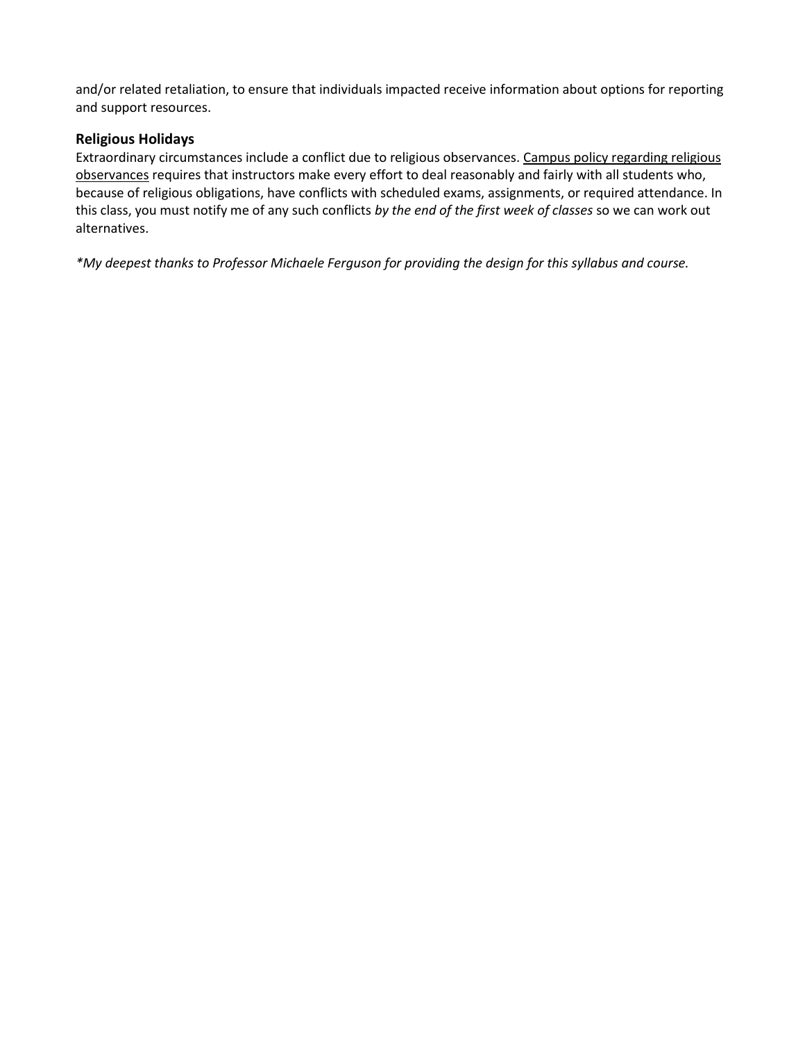and/or related retaliation, to ensure that individuals impacted receive information about options for reporting and support resources.

### Religious Holidays

Extraordinary circumstances include a conflict due to religious observances. Campus policy regarding religious observances requires that instructors make every effort to deal reasonably and fairly with all students who, because of religious obligations, have conflicts with scheduled exams, assignments, or required attendance. In this class, you must notify me of any such conflicts *by the end of the first week of classes* so we can work out alternatives.

*\*My deepest thanks to Professor Michaele Ferguson for providing the design for this syllabus and course.*